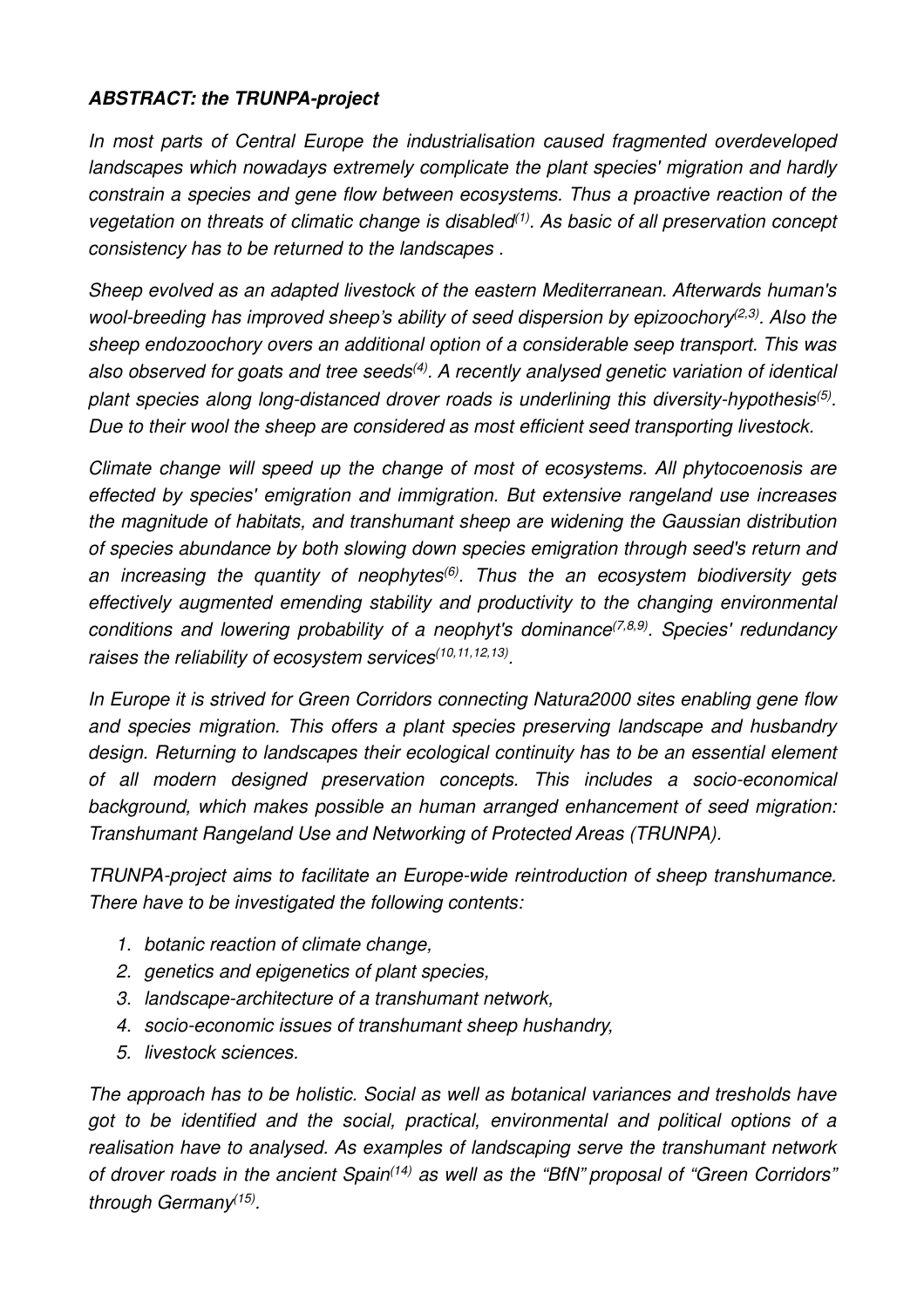***ABSTRACT: the TRUNPA-project***

*In most parts of Central Europe the industrialisation caused fragmented overdeveloped landscapes which nowadays extremely complicate the plant species' migration and hardly constrain a species and gene flow between ecosystems. Thus a proactive reaction of the vegetation on threats of climatic change is disabled[1]. As basic of all preservation concept consistency has to be returned to the landscapes .*

*Sheep evolved as an adapted livestock of the eastern Mediterranean. Afterwards human's wool-breeding has improved sheep's ability of seed dispersion by epizoochory[2,3]. Also the sheep endozoochory overs an additional option of a considerable seep transport. This was also observed for goats and tree seeds[4]. A recently analysed genetic variation of identical plant species along long-distanced drover roads is underlining this diversity-hypothesis[5]. Due to their wool the sheep are considered as most efficient seed transporting livestock.*

*Climate change will speed up the change of most of ecosystems. All phytocoenosis are effected by species' emigration and immigration. But extensive rangeland use increases the magnitude of habitats, and transhumant sheep are widening the Gaussian distribution of species abundance by both slowing down species emigration through seed's return and an increasing the quantity of neophytes[6]. Thus the an ecosystem biodiversity gets effectively augmented emending stability and productivity to the changing environmental conditions and lowering probability of a neophyt's dominance[7,8,9]. Species' redundancy raises the reliability of ecosystem services[10,11,12,13].*

*In Europe it is strived for Green Corridors connecting Natura2000 sites enabling gene flow and species migration. This offers a plant species preserving landscape and husbandry design. Returning to landscapes their ecological continuity has to be an essential element of all modern designed preservation concepts. This includes a socio-economical background, which makes possible an human arranged enhancement of seed migration: Transhumant Rangeland Use and Networking of Protected Areas (TRUNPA).*

*TRUNPA-project aims to facilitate an Europe-wide reintroduction of sheep transhumance. There have to be investigated the following contents:*

1. *botanic reaction of climate change,*
2. *genetics and epigenetics of plant species,*
3. *landscape-architecture of a transhumant network,*
4. *socio-economic issues of transhumant sheep hushandry,*
5. *livestock sciences.*

*The approach has to be holistic. Social as well as botanical variances and tresholds have got to be identified and the social, practical, environmental and political options of a realisation have to analysed. As examples of landscaping serve the transhumant network of drover roads in the ancient Spain[14] as well as the "BfN" proposal of "Green Corridors" through Germany[15].*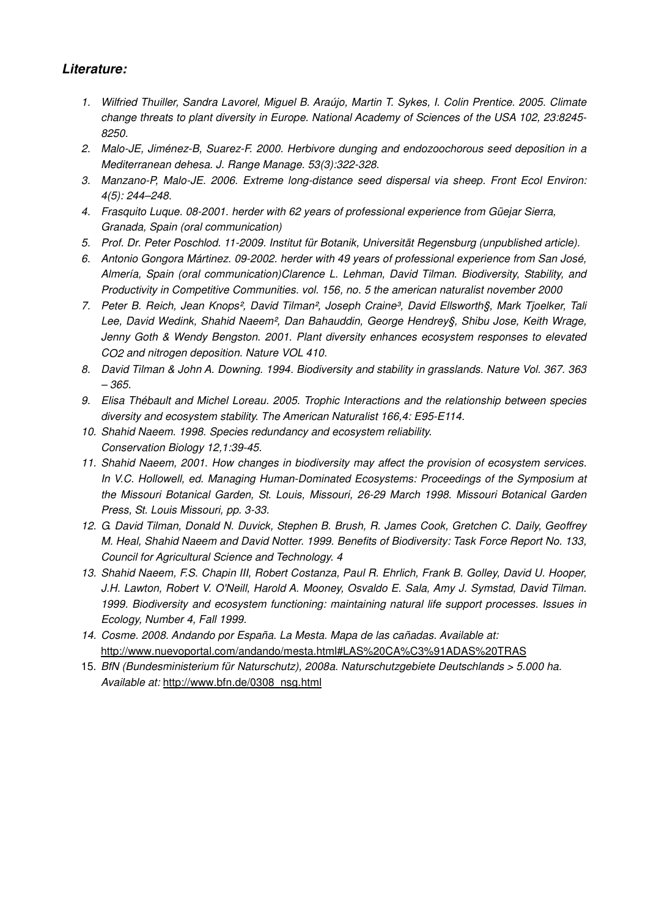## ***Literature:***

1. *Wilfried Thuiller, Sandra Lavorel, Miguel B. Araújo, Martin T. Sykes, I. Colin Prentice. 2005. Climate change threats to plant diversity in Europe. National Academy of Sciences of the USA 102, 23:8245-8250.*
2. *Malo-JE, Jiménez-B, Suarez-F. 2000. Herbivore dunging and endozoochorous seed deposition in a Mediterranean dehesa. J. Range Manage. 53(3):322-328.*
3. *Manzano-P, Malo-JE. 2006. Extreme long-distance seed dispersal via sheep. Front Ecol Environ: 4(5): 244–248.*
4. *Frasquito Luque. 08-2001. herder with 62 years of professional experience from Güejar Sierra, Granada, Spain (oral communication)*
5. *Prof. Dr. Peter Poschlod. 11-2009. Institut für Botanik, Universität Regensburg (unpublished article).*
6. *Antonio Gongora Mártinez. 09-2002. herder with 49 years of professional experience from San José, Almería, Spain (oral communication)Clarence L. Lehman, David Tilman. Biodiversity, Stability, and Productivity in Competitive Communities. vol. 156, no. 5 the american naturalist november 2000*
7. *Peter B. Reich, Jean Knops², David Tilman², Joseph Craine³, David Ellsworth§, Mark Tjoelker, Tali Lee, David Wedink, Shahid Naeem², Dan Bahauddin, George Hendrey§, Shibu Jose, Keith Wrage, Jenny Goth & Wendy Bengston. 2001. Plant diversity enhances ecosystem responses to elevated $CO_2$ and nitrogen deposition. Nature VOL 410.*
8. *David Tilman & John A. Downing. 1994. Biodiversity and stability in grasslands. Nature Vol. 367. 363 – 365.*
9. *Elisa Thébault and Michel Loreau. 2005. Trophic Interactions and the relationship between species diversity and ecosystem stability. The American Naturalist 166,4: E95-E114.*
10. *Shahid Naeem. 1998. Species redundancy and ecosystem reliability. Conservation Biology 12,1:39-45.*
11. *Shahid Naeem, 2001. How changes in biodiversity may affect the provision of ecosystem services. In V.C. Hollowell, ed. Managing Human-Dominated Ecosystems: Proceedings of the Symposium at the Missouri Botanical Garden, St. Louis, Missouri, 26-29 March 1998. Missouri Botanical Garden Press, St. Louis Missouri, pp. 3-33.*
12. *G. David Tilman, Donald N. Duvick, Stephen B. Brush, R. James Cook, Gretchen C. Daily, Geoffrey M. Heal, Shahid Naeem and David Notter. 1999. Benefits of Biodiversity: Task Force Report No. 133, Council for Agricultural Science and Technology. 4*
13. *Shahid Naeem, F.S. Chapin III, Robert Costanza, Paul R. Ehrlich, Frank B. Golley, David U. Hooper, J.H. Lawton, Robert V. O'Neill, Harold A. Mooney, Osvaldo E. Sala, Amy J. Symstad, David Tilman. 1999. Biodiversity and ecosystem functioning: maintaining natural life support processes. Issues in Ecology, Number 4, Fall 1999.*
14. *Cosme. 2008. Andando por España. La Mesta. Mapa de las cañadas. Available at:* http://www.nuevoportal.com/andando/mesta.html#LAS%20CA%C3%91ADAS%20TRAS
15. *BfN (Bundesministerium für Naturschutz), 2008a. Naturschutzgebiete Deutschlands > 5.000 ha. Available at:* http://www.bfn.de/0308_nsg.html